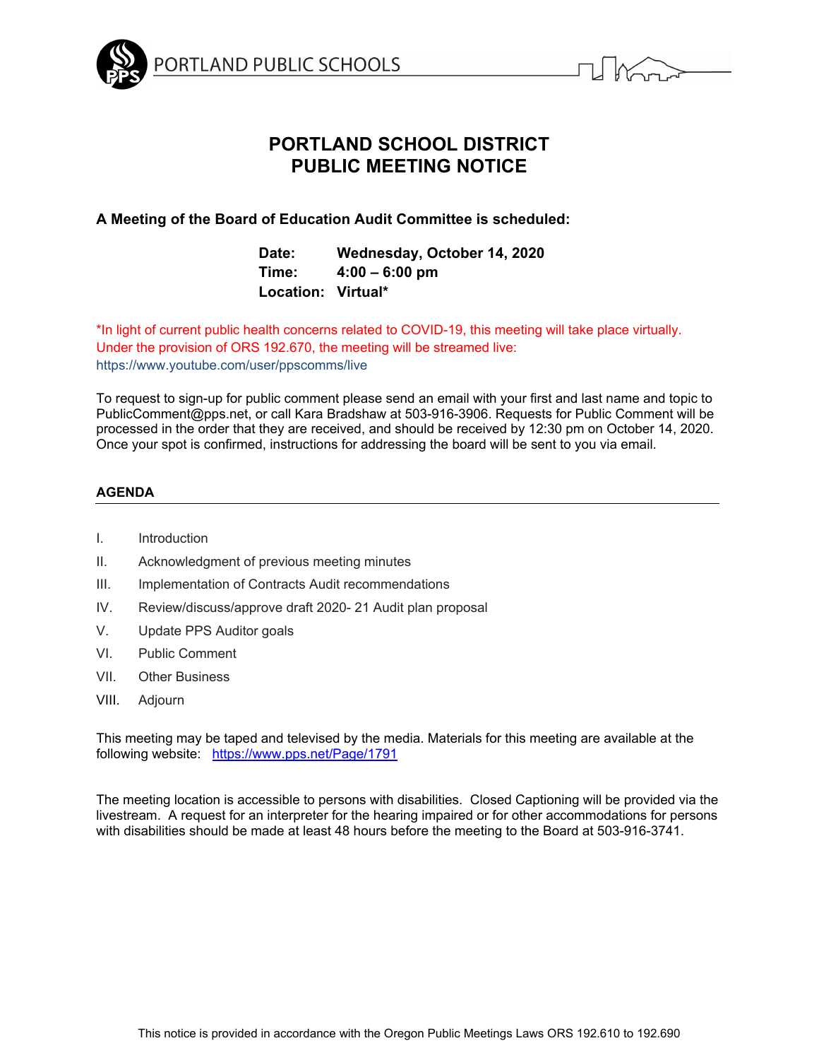PORTLAND PUBLIC SCHOOLS

# PORTLAND SCHOOL DISTRICT
# PUBLIC MEETING NOTICE

**A Meeting of the Board of Education Audit Committee is scheduled:**

**Date:** **Wednesday, October 14, 2020**
**Time:** **4:00 – 6:00 pm**
**Location:** **Virtual***

*In light of current public health concerns related to COVID-19, this meeting will take place virtually. Under the provision of ORS 192.670, the meeting will be streamed live: https://www.youtube.com/user/ppscomms/live

To request to sign-up for public comment please send an email with your first and last name and topic to PublicComment@pps.net, or call Kara Bradshaw at 503-916-3906. Requests for Public Comment will be processed in the order that they are received, and should be received by 12:30 pm on October 14, 2020. Once your spot is confirmed, instructions for addressing the board will be sent to you via email.

## AGENDA

I. Introduction
II. Acknowledgment of previous meeting minutes
III. Implementation of Contracts Audit recommendations
IV. Review/discuss/approve draft 2020- 21 Audit plan proposal
V. Update PPS Auditor goals
VI. Public Comment
VII. Other Business
VIII. Adjourn

This meeting may be taped and televised by the media. Materials for this meeting are available at the following website: https://www.pps.net/Page/1791

The meeting location is accessible to persons with disabilities. Closed Captioning will be provided via the livestream. A request for an interpreter for the hearing impaired or for other accommodations for persons with disabilities should be made at least 48 hours before the meeting to the Board at 503-916-3741.

This notice is provided in accordance with the Oregon Public Meetings Laws ORS 192.610 to 192.690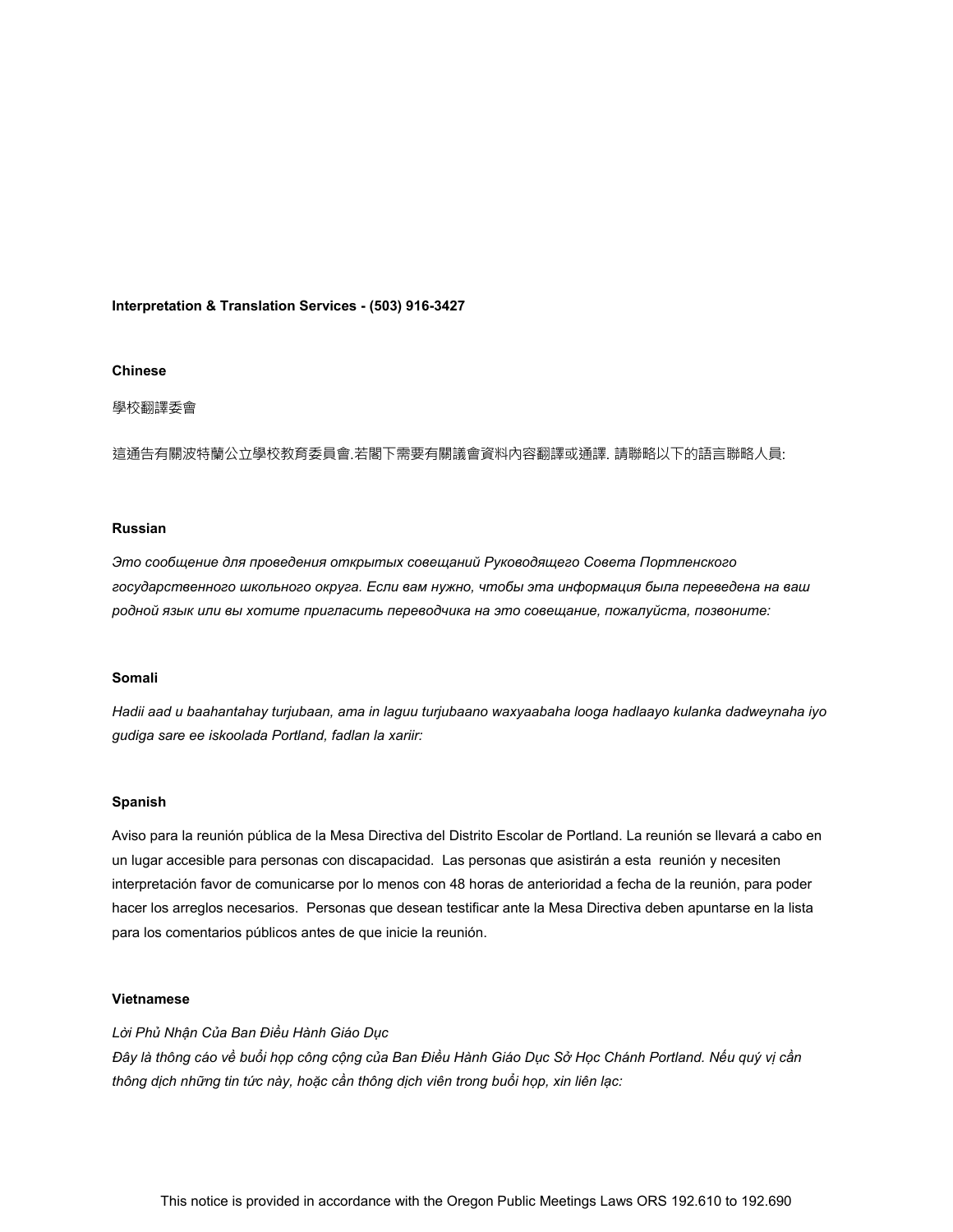**Interpretation & Translation Services - (503) 916-3427**

**Chinese**

學校翻譯委會

這通告有關波特蘭公立學校教育委員會.若閣下需要有關議會資料內容翻譯或通譯. 請聯略以下的語言聯略人員:

**Russian**

*Это сообщение для проведения открытых совещаний Руководящего Совета Портленского государственного школьного округа. Если вам нужно, чтобы эта информация была переведена на ваш родной язык или вы хотите пригласить переводчика на это совещание, пожалуйста, позвоните:*

**Somali**

*Hadii aad u baahantahay turjubaan, ama in laguu turjubaano waxyaabaha looga hadlaayo kulanka dadweynaha iyo gudiga sare ee iskoolada Portland, fadlan la xariir:*

**Spanish**

Aviso para la reunión pública de la Mesa Directiva del Distrito Escolar de Portland. La reunión se llevará a cabo en un lugar accesible para personas con discapacidad. Las personas que asistirán a esta reunión y necesiten interpretación favor de comunicarse por lo menos con 48 horas de anterioridad a fecha de la reunión, para poder hacer los arreglos necesarios. Personas que desean testificar ante la Mesa Directiva deben apuntarse en la lista para los comentarios públicos antes de que inicie la reunión.

**Vietnamese**

*Lời Phủ Nhận Của Ban Điều Hành Giáo Dục*
*Đây là thông cáo về buổi họp công cộng của Ban Điều Hành Giáo Dục Sở Học Chánh Portland. Nếu quý vị cần thông dịch những tin tức này, hoặc cần thông dịch viên trong buổi họp, xin liên lạc:*

This notice is provided in accordance with the Oregon Public Meetings Laws ORS 192.610 to 192.690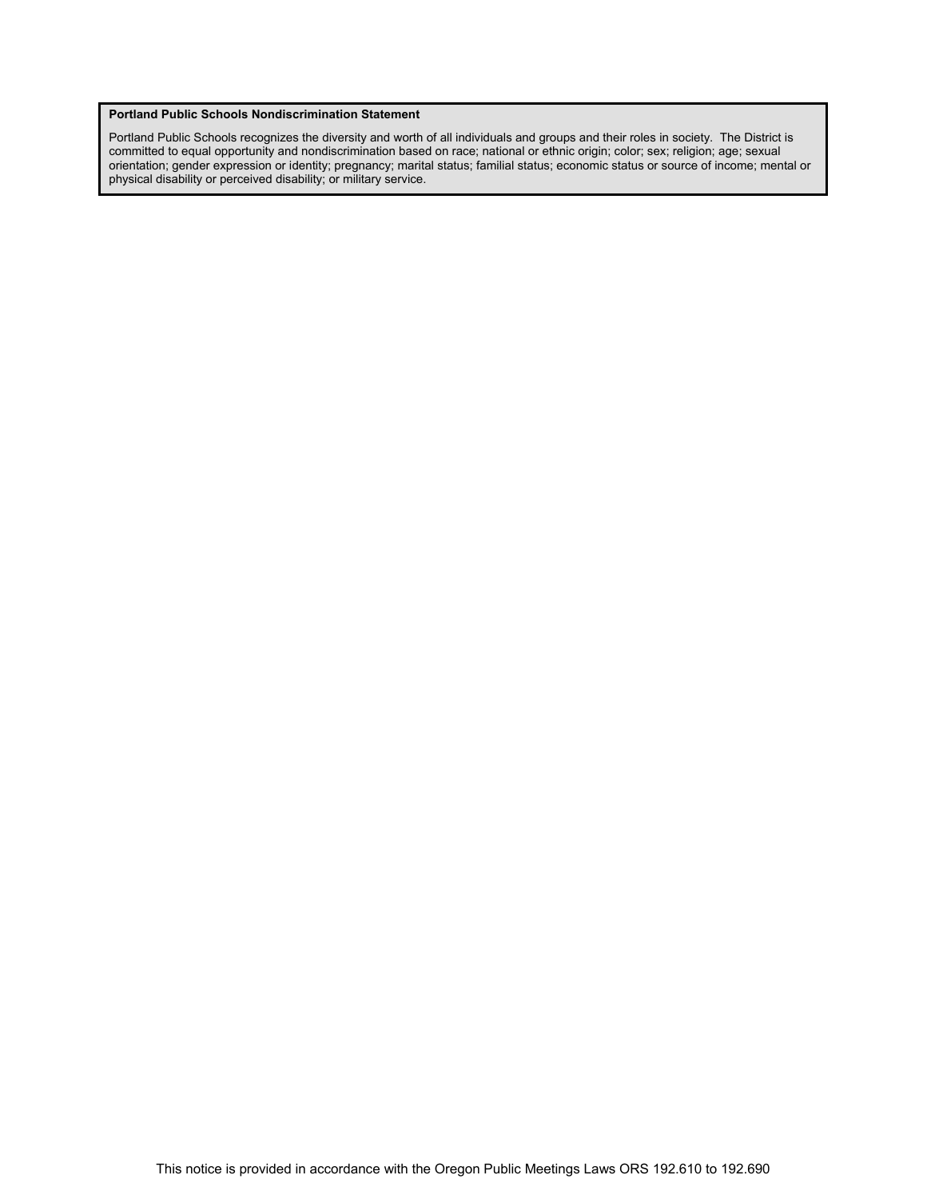**Portland Public Schools Nondiscrimination Statement**

Portland Public Schools recognizes the diversity and worth of all individuals and groups and their roles in society. The District is committed to equal opportunity and nondiscrimination based on race; national or ethnic origin; color; sex; religion; age; sexual orientation; gender expression or identity; pregnancy; marital status; familial status; economic status or source of income; mental or physical disability or perceived disability; or military service.

This notice is provided in accordance with the Oregon Public Meetings Laws ORS 192.610 to 192.690